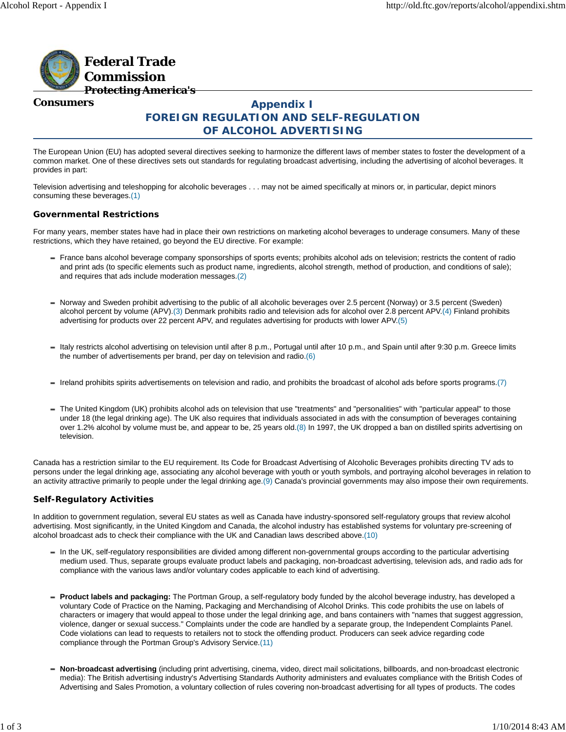**Federal Trade Commission**
**Protecting America's Consumers**

# Appendix I
# FOREIGN REGULATION AND SELF-REGULATION OF ALCOHOL ADVERTISING

The European Union (EU) has adopted several directives seeking to harmonize the different laws of member states to foster the development of a common market. One of these directives sets out standards for regulating broadcast advertising, including the advertising of alcohol beverages. It provides in part:

Television advertising and teleshopping for alcoholic beverages . . . may not be aimed specifically at minors or, in particular, depict minors consuming these beverages.(1)

## Governmental Restrictions

For many years, member states have had in place their own restrictions on marketing alcohol beverages to underage consumers. Many of these restrictions, which they have retained, go beyond the EU directive. For example:

- France bans alcohol beverage company sponsorships of sports events; prohibits alcohol ads on television; restricts the content of radio and print ads (to specific elements such as product name, ingredients, alcohol strength, method of production, and conditions of sale); and requires that ads include moderation messages.(2)

- Norway and Sweden prohibit advertising to the public of all alcoholic beverages over 2.5 percent (Norway) or 3.5 percent (Sweden) alcohol percent by volume (APV).(3) Denmark prohibits radio and television ads for alcohol over 2.8 percent APV.(4) Finland prohibits advertising for products over 22 percent APV, and regulates advertising for products with lower APV.(5)

- Italy restricts alcohol advertising on television until after 8 p.m., Portugal until after 10 p.m., and Spain until after 9:30 p.m. Greece limits the number of advertisements per brand, per day on television and radio.(6)

- Ireland prohibits spirits advertisements on television and radio, and prohibits the broadcast of alcohol ads before sports programs.(7)

- The United Kingdom (UK) prohibits alcohol ads on television that use "treatments" and "personalities" with "particular appeal" to those under 18 (the legal drinking age). The UK also requires that individuals associated in ads with the consumption of beverages containing over 1.2% alcohol by volume must be, and appear to be, 25 years old.(8) In 1997, the UK dropped a ban on distilled spirits advertising on television.

Canada has a restriction similar to the EU requirement. Its Code for Broadcast Advertising of Alcoholic Beverages prohibits directing TV ads to persons under the legal drinking age, associating any alcohol beverage with youth or youth symbols, and portraying alcohol beverages in relation to an activity attractive primarily to people under the legal drinking age.(9) Canada's provincial governments may also impose their own requirements.

## Self-Regulatory Activities

In addition to government regulation, several EU states as well as Canada have industry-sponsored self-regulatory groups that review alcohol advertising. Most significantly, in the United Kingdom and Canada, the alcohol industry has established systems for voluntary pre-screening of alcohol broadcast ads to check their compliance with the UK and Canadian laws described above.(10)

- In the UK, self-regulatory responsibilities are divided among different non-governmental groups according to the particular advertising medium used. Thus, separate groups evaluate product labels and packaging, non-broadcast advertising, television ads, and radio ads for compliance with the various laws and/or voluntary codes applicable to each kind of advertising.

- **Product labels and packaging:** The Portman Group, a self-regulatory body funded by the alcohol beverage industry, has developed a voluntary Code of Practice on the Naming, Packaging and Merchandising of Alcohol Drinks. This code prohibits the use on labels of characters or imagery that would appeal to those under the legal drinking age, and bans containers with "names that suggest aggression, violence, danger or sexual success." Complaints under the code are handled by a separate group, the Independent Complaints Panel. Code violations can lead to requests to retailers not to stock the offending product. Producers can seek advice regarding code compliance through the Portman Group's Advisory Service.(11)

- **Non-broadcast advertising** (including print advertising, cinema, video, direct mail solicitations, billboards, and non-broadcast electronic media): The British advertising industry's Advertising Standards Authority administers and evaluates compliance with the British Codes of Advertising and Sales Promotion, a voluntary collection of rules covering non-broadcast advertising for all types of products. The codes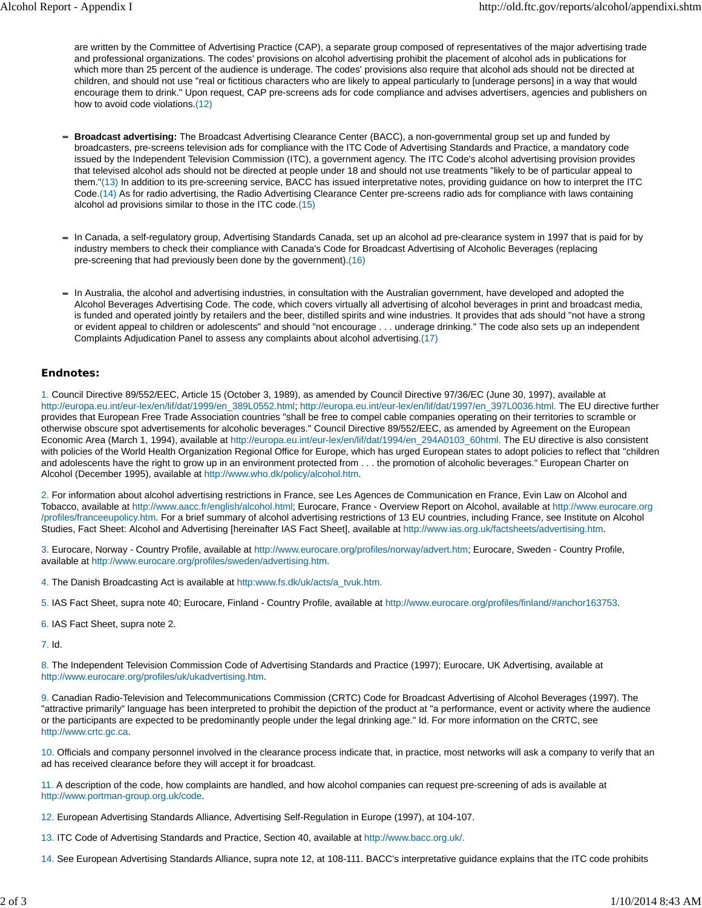are written by the Committee of Advertising Practice (CAP), a separate group composed of representatives of the major advertising trade and professional organizations. The codes' provisions on alcohol advertising prohibit the placement of alcohol ads in publications for which more than 25 percent of the audience is underage. The codes' provisions also require that alcohol ads should not be directed at children, and should not use "real or fictitious characters who are likely to appeal particularly to [underage persons] in a way that would encourage them to drink." Upon request, CAP pre-screens ads for code compliance and advises advertisers, agencies and publishers on how to avoid code violations.(12)

- **Broadcast advertising:** The Broadcast Advertising Clearance Center (BACC), a non-governmental group set up and funded by broadcasters, pre-screens television ads for compliance with the ITC Code of Advertising Standards and Practice, a mandatory code issued by the Independent Television Commission (ITC), a government agency. The ITC Code's alcohol advertising provision provides that televised alcohol ads should not be directed at people under 18 and should not use treatments "likely to be of particular appeal to them."(13) In addition to its pre-screening service, BACC has issued interpretative notes, providing guidance on how to interpret the ITC Code.(14) As for radio advertising, the Radio Advertising Clearance Center pre-screens radio ads for compliance with laws containing alcohol ad provisions similar to those in the ITC code.(15)

- In Canada, a self-regulatory group, Advertising Standards Canada, set up an alcohol ad pre-clearance system in 1997 that is paid for by industry members to check their compliance with Canada's Code for Broadcast Advertising of Alcoholic Beverages (replacing pre-screening that had previously been done by the government).(16)

- In Australia, the alcohol and advertising industries, in consultation with the Australian government, have developed and adopted the Alcohol Beverages Advertising Code. The code, which covers virtually all advertising of alcohol beverages in print and broadcast media, is funded and operated jointly by retailers and the beer, distilled spirits and wine industries. It provides that ads should "not have a strong or evident appeal to children or adolescents" and should "not encourage . . . underage drinking." The code also sets up an independent Complaints Adjudication Panel to assess any complaints about alcohol advertising.(17)

### Endnotes:

1. Council Directive 89/552/EEC, Article 15 (October 3, 1989), as amended by Council Directive 97/36/EC (June 30, 1997), available at http://europa.eu.int/eur-lex/en/lif/dat/1999/en_389L0552.html; http://europa.eu.int/eur-lex/en/lif/dat/1997/en_397L0036.html. The EU directive further provides that European Free Trade Association countries "shall be free to compel cable companies operating on their territories to scramble or otherwise obscure spot advertisements for alcoholic beverages." Council Directive 89/552/EEC, as amended by Agreement on the European Economic Area (March 1, 1994), available at http://europa.eu.int/eur-lex/en/lif/dat/1994/en_294A0103_60html. The EU directive is also consistent with policies of the World Health Organization Regional Office for Europe, which has urged European states to adopt policies to reflect that "children and adolescents have the right to grow up in an environment protected from . . . the promotion of alcoholic beverages." European Charter on Alcohol (December 1995), available at http://www.who.dk/policy/alcohol.htm.

2. For information about alcohol advertising restrictions in France, see Les Agences de Communication en France, Evin Law on Alcohol and Tobacco, available at http://www.aacc.fr/english/alcohol.html; Eurocare, France - Overview Report on Alcohol, available at http://www.eurocare.org/profiles/franceeupolicy.htm. For a brief summary of alcohol advertising restrictions of 13 EU countries, including France, see Institute on Alcohol Studies, Fact Sheet: Alcohol and Advertising [hereinafter IAS Fact Sheet], available at http://www.ias.org.uk/factsheets/advertising.htm.

3. Eurocare, Norway - Country Profile, available at http://www.eurocare.org/profiles/norway/advert.htm; Eurocare, Sweden - Country Profile, available at http://www.eurocare.org/profiles/sweden/advertising.htm.

4. The Danish Broadcasting Act is available at http:www.fs.dk/uk/acts/a_tvuk.htm.

5. IAS Fact Sheet, supra note 40; Eurocare, Finland - Country Profile, available at http://www.eurocare.org/profiles/finland/#anchor163753.

6. IAS Fact Sheet, supra note 2.

7. Id.

8. The Independent Television Commission Code of Advertising Standards and Practice (1997); Eurocare, UK Advertising, available at http://www.eurocare.org/profiles/uk/ukadvertising.htm.

9. Canadian Radio-Television and Telecommunications Commission (CRTC) Code for Broadcast Advertising of Alcohol Beverages (1997). The "attractive primarily" language has been interpreted to prohibit the depiction of the product at "a performance, event or activity where the audience or the participants are expected to be predominantly people under the legal drinking age." Id. For more information on the CRTC, see http://www.crtc.gc.ca.

10. Officials and company personnel involved in the clearance process indicate that, in practice, most networks will ask a company to verify that an ad has received clearance before they will accept it for broadcast.

11. A description of the code, how complaints are handled, and how alcohol companies can request pre-screening of ads is available at http://www.portman-group.org.uk/code.

12. European Advertising Standards Alliance, Advertising Self-Regulation in Europe (1997), at 104-107.

13. ITC Code of Advertising Standards and Practice, Section 40, available at http://www.bacc.org.uk/.

14. See European Advertising Standards Alliance, supra note 12, at 108-111. BACC's interpretative guidance explains that the ITC code prohibits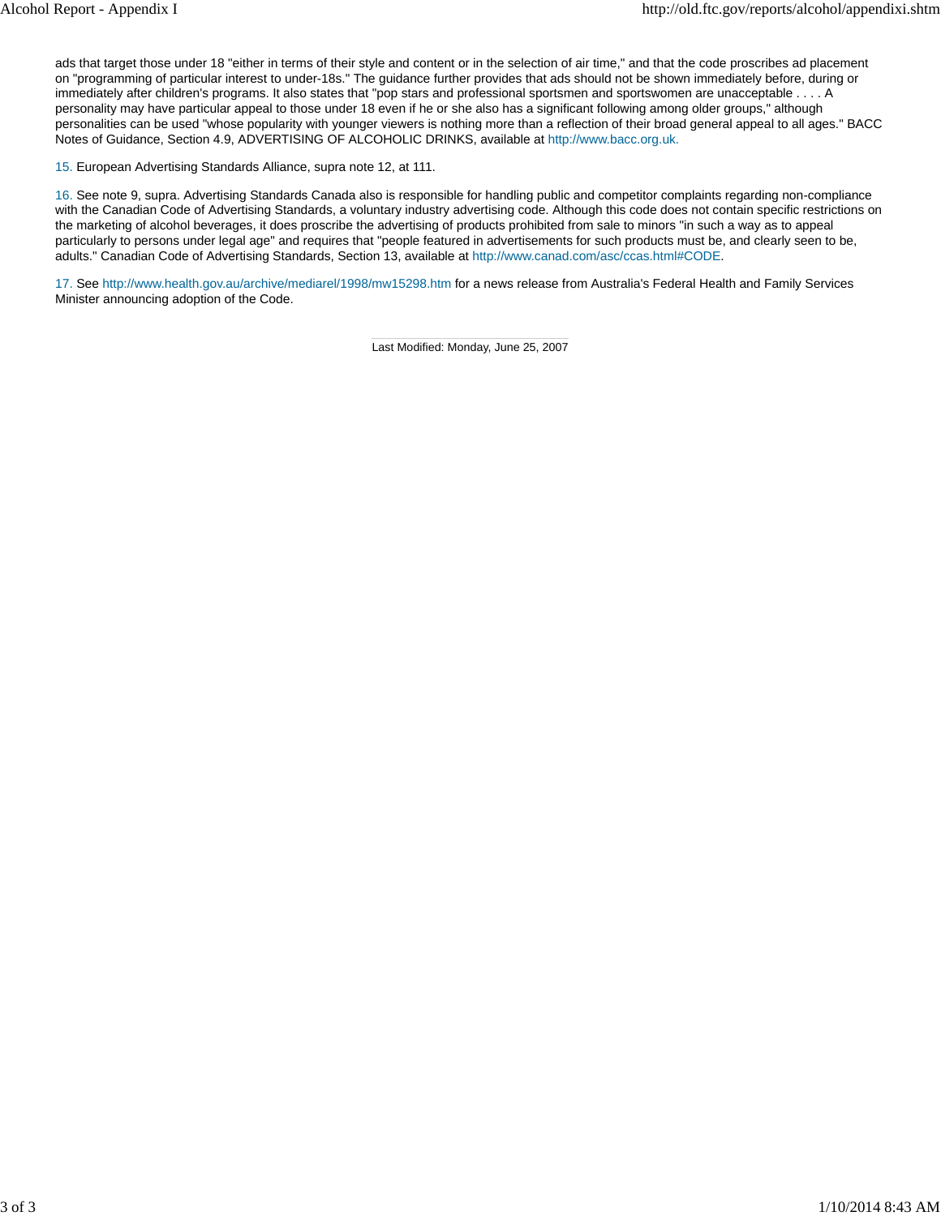ads that target those under 18 "either in terms of their style and content or in the selection of air time," and that the code proscribes ad placement on "programming of particular interest to under-18s." The guidance further provides that ads should not be shown immediately before, during or immediately after children's programs. It also states that "pop stars and professional sportsmen and sportswomen are unacceptable . . . . A personality may have particular appeal to those under 18 even if he or she also has a significant following among older groups," although personalities can be used "whose popularity with younger viewers is nothing more than a reflection of their broad general appeal to all ages." BACC Notes of Guidance, Section 4.9, ADVERTISING OF ALCOHOLIC DRINKS, available at http://www.bacc.org.uk.

15. European Advertising Standards Alliance, supra note 12, at 111.

16. See note 9, supra. Advertising Standards Canada also is responsible for handling public and competitor complaints regarding non-compliance with the Canadian Code of Advertising Standards, a voluntary industry advertising code. Although this code does not contain specific restrictions on the marketing of alcohol beverages, it does proscribe the advertising of products prohibited from sale to minors "in such a way as to appeal particularly to persons under legal age" and requires that "people featured in advertisements for such products must be, and clearly seen to be, adults." Canadian Code of Advertising Standards, Section 13, available at http://www.canad.com/asc/ccas.html#CODE.

17. See http://www.health.gov.au/archive/mediarel/1998/mw15298.htm for a news release from Australia's Federal Health and Family Services Minister announcing adoption of the Code.

Last Modified: Monday, June 25, 2007